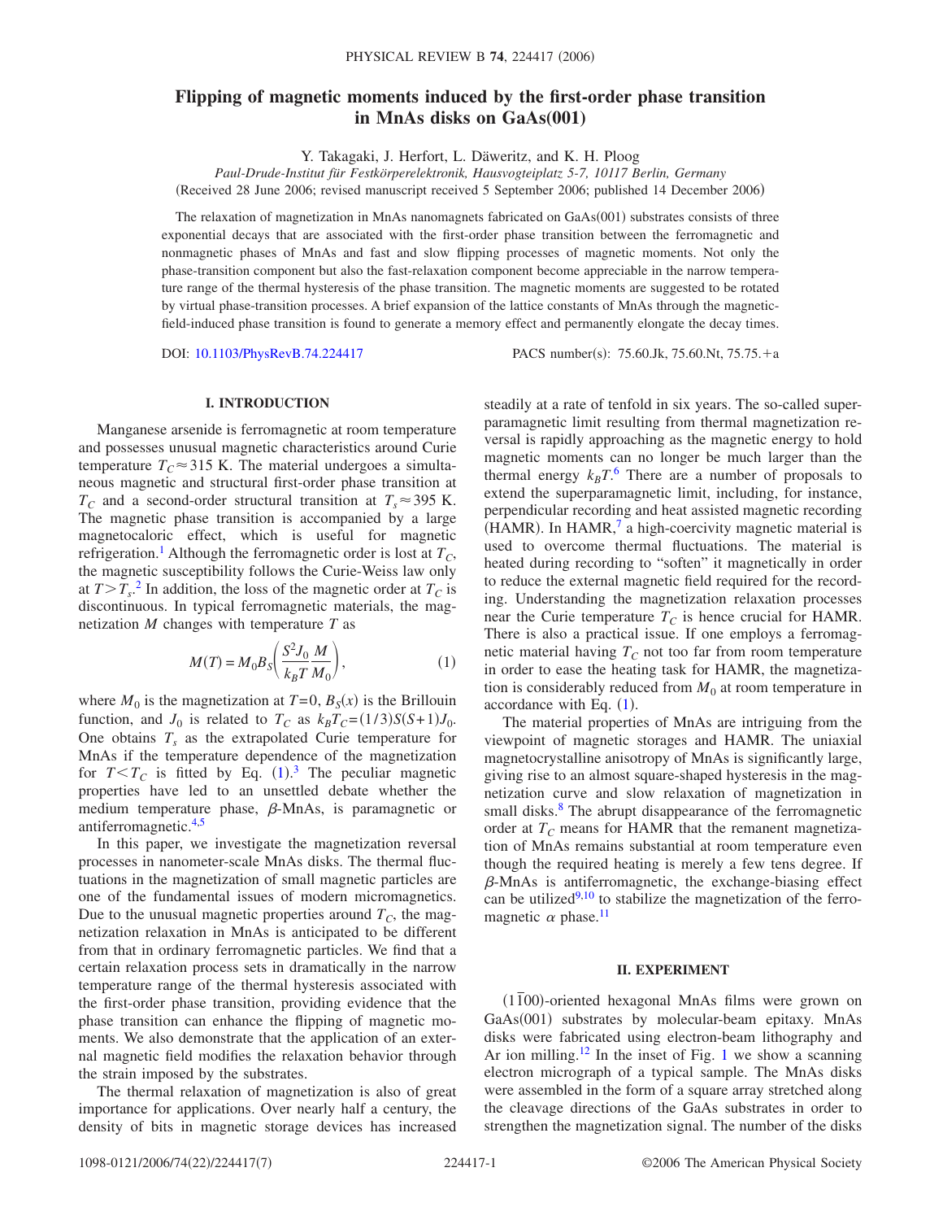# Flipping of magnetic moments induced by the first-order phase transition in MnAs disks on GaAs(001)

Y. Takagaki, J. Herfort, L. Däweritz, and K. H. Ploog

*Paul-Drude-Institut für Festkörperelektronik, Hausvogteiplatz 5-7, 10117 Berlin, Germany*

(Received 28 June 2006; revised manuscript received 5 September 2006; published 14 December 2006)

The relaxation of magnetization in MnAs nanomagnets fabricated on GaAs(001) substrates consists of three exponential decays that are associated with the first-order phase transition between the ferromagnetic and nonmagnetic phases of MnAs and fast and slow flipping processes of magnetic moments. Not only the phase-transition component but also the fast-relaxation component become appreciable in the narrow temperature range of the thermal hysteresis of the phase transition. The magnetic moments are suggested to be rotated by virtual phase-transition processes. A brief expansion of the lattice constants of MnAs through the magnetic-field-induced phase transition is found to generate a memory effect and permanently elongate the decay times.

DOI: 10.1103/PhysRevB.74.224417 PACS number(s): 75.60.Jk, 75.60.Nt, 75.75.+a

## I. INTRODUCTION

Manganese arsenide is ferromagnetic at room temperature and possesses unusual magnetic characteristics around Curie temperature $T_C \approx 315$ K. The material undergoes a simultaneous magnetic and structural first-order phase transition at $T_C$ and a second-order structural transition at $T_s \approx 395$ K. The magnetic phase transition is accompanied by a large magnetocaloric effect, which is useful for magnetic refrigeration.[1] Although the ferromagnetic order is lost at $T_C$, the magnetic susceptibility follows the Curie-Weiss law only at $T > T_s$.[2] In addition, the loss of the magnetic order at $T_C$ is discontinuous. In typical ferromagnetic materials, the magnetization $M$ changes with temperature $T$ as

$$M(T) = M_0 B_S\left(\frac{S^2 J_0}{k_B T}\frac{M}{M_0}\right), \tag{1}$$

where $M_0$ is the magnetization at $T=0$, $B_S(x)$ is the Brillouin function, and $J_0$ is related to $T_C$ as $k_B T_C = (1/3)S(S+1)J_0$. One obtains $T_s$ as the extrapolated Curie temperature for MnAs if the temperature dependence of the magnetization for $T < T_C$ is fitted by Eq. (1).[3] The peculiar magnetic properties have led to an unsettled debate whether the medium temperature phase, $\beta$-MnAs, is paramagnetic or antiferromagnetic.[4,5]

In this paper, we investigate the magnetization reversal processes in nanometer-scale MnAs disks. The thermal fluctuations in the magnetization of small magnetic particles are one of the fundamental issues of modern micromagnetics. Due to the unusual magnetic properties around $T_C$, the magnetization relaxation in MnAs is anticipated to be different from that in ordinary ferromagnetic particles. We find that a certain relaxation process sets in dramatically in the narrow temperature range of the thermal hysteresis associated with the first-order phase transition, providing evidence that the phase transition can enhance the flipping of magnetic moments. We also demonstrate that the application of an external magnetic field modifies the relaxation behavior through the strain imposed by the substrates.

The thermal relaxation of magnetization is also of great importance for applications. Over nearly half a century, the density of bits in magnetic storage devices has increased steadily at a rate of tenfold in six years. The so-called superparamagnetic limit resulting from thermal magnetization reversal is rapidly approaching as the magnetic energy to hold magnetic moments can no longer be much larger than the thermal energy $k_B T$.[6] There are a number of proposals to extend the superparamagnetic limit, including, for instance, perpendicular recording and heat assisted magnetic recording (HAMR). In HAMR,[7] a high-coercivity magnetic material is used to overcome thermal fluctuations. The material is heated during recording to "soften" it magnetically in order to reduce the external magnetic field required for the recording. Understanding the magnetization relaxation processes near the Curie temperature $T_C$ is hence crucial for HAMR. There is also a practical issue. If one employs a ferromagnetic material having $T_C$ not too far from room temperature in order to ease the heating task for HAMR, the magnetization is considerably reduced from $M_0$ at room temperature in accordance with Eq. (1).

The material properties of MnAs are intriguing from the viewpoint of magnetic storages and HAMR. The uniaxial magnetocrystalline anisotropy of MnAs is significantly large, giving rise to an almost square-shaped hysteresis in the magnetization curve and slow relaxation of magnetization in small disks.[8] The abrupt disappearance of the ferromagnetic order at $T_C$ means for HAMR that the remanent magnetization of MnAs remains substantial at room temperature even though the required heating is merely a few tens degree. If $\beta$-MnAs is antiferromagnetic, the exchange-biasing effect can be utilized[9,10] to stabilize the magnetization of the ferromagnetic $\alpha$ phase.[11]

## II. EXPERIMENT

$(1\bar{1}00)$-oriented hexagonal MnAs films were grown on GaAs(001) substrates by molecular-beam epitaxy. MnAs disks were fabricated using electron-beam lithography and Ar ion milling.[12] In the inset of Fig. 1 we show a scanning electron micrograph of a typical sample. The MnAs disks were assembled in the form of a square array stretched along the cleavage directions of the GaAs substrates in order to strengthen the magnetization signal. The number of the disks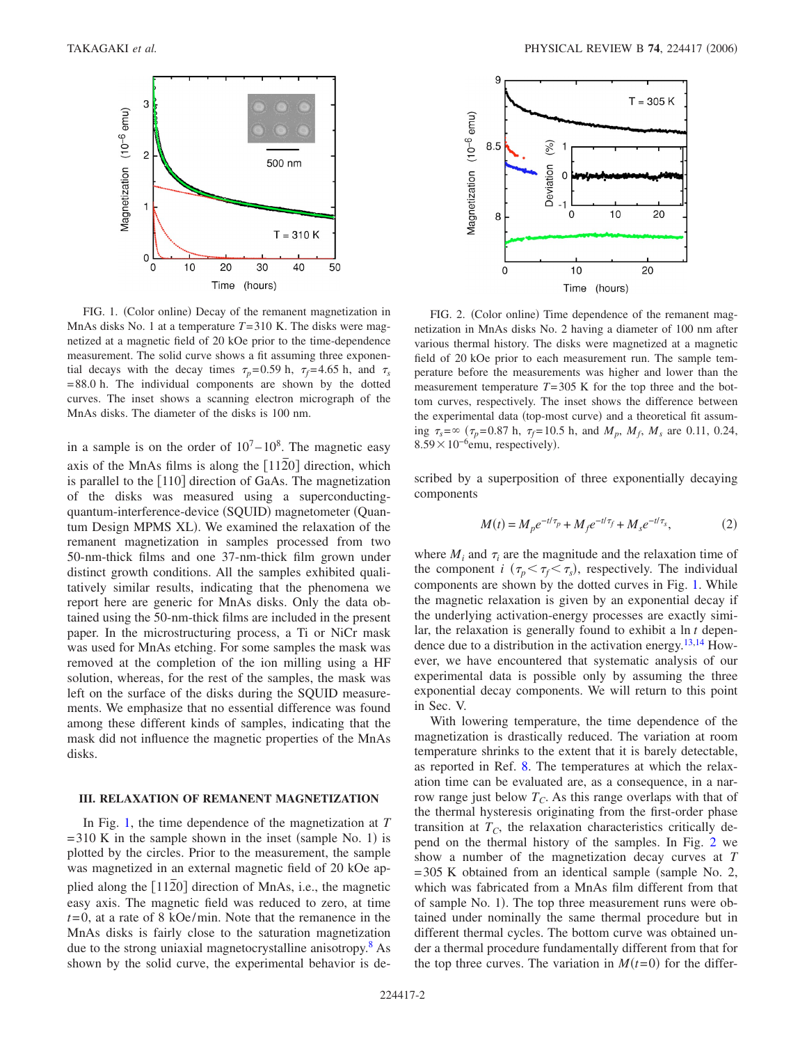FIG. 1. (Color online) Decay of the remanent magnetization in MnAs disks No. 1 at a temperature $T$=310 K. The disks were magnetized at a magnetic field of 20 kOe prior to the time-dependence measurement. The solid curve shows a fit assuming three exponential decays with the decay times $\tau_p$=0.59 h, $\tau_f$=4.65 h, and $\tau_s$ =88.0 h. The individual components are shown by the dotted curves. The inset shows a scanning electron micrograph of the MnAs disks. The diameter of the disks is 100 nm.

FIG. 2. (Color online) Time dependence of the remanent magnetization in MnAs disks No. 2 having a diameter of 100 nm after various thermal history. The disks were magnetized at a magnetic field of 20 kOe prior to each measurement run. The sample temperature before the measurements was higher and lower than the measurement temperature $T$=305 K for the top three and the bottom curves, respectively. The inset shows the difference between the experimental data (top-most curve) and a theoretical fit assuming $\tau_s=\infty$ ($\tau_p$=0.87 h, $\tau_f$=10.5 h, and $M_p$, $M_f$, $M_s$ are 0.11, 0.24, $8.59\times10^{-6}$emu, respectively).

in a sample is on the order of $10^7-10^8$. The magnetic easy axis of the MnAs films is along the $[11\bar{2}0]$ direction, which is parallel to the $[110]$ direction of GaAs. The magnetization of the disks was measured using a superconducting-quantum-interference-device (SQUID) magnetometer (Quantum Design MPMS XL). We examined the relaxation of the remanent magnetization in samples processed from two 50-nm-thick films and one 37-nm-thick film grown under distinct growth conditions. All the samples exhibited qualitatively similar results, indicating that the phenomena we report here are generic for MnAs disks. Only the data obtained using the 50-nm-thick films are included in the present paper. In the microstructuring process, a Ti or NiCr mask was used for MnAs etching. For some samples the mask was removed at the completion of the ion milling using a HF solution, whereas, for the rest of the samples, the mask was left on the surface of the disks during the SQUID measurements. We emphasize that no essential difference was found among these different kinds of samples, indicating that the mask did not influence the magnetic properties of the MnAs disks.

### III. RELAXATION OF REMANENT MAGNETIZATION

In Fig. 1, the time dependence of the magnetization at $T$ =310 K in the sample shown in the inset (sample No. 1) is plotted by the circles. Prior to the measurement, the sample was magnetized in an external magnetic field of 20 kOe applied along the $[11\bar{2}0]$ direction of MnAs, i.e., the magnetic easy axis. The magnetic field was reduced to zero, at time $t$=0, at a rate of 8 kOe/min. Note that the remanence in the MnAs disks is fairly close to the saturation magnetization due to the strong uniaxial magnetocrystalline anisotropy.[8] As shown by the solid curve, the experimental behavior is described by a superposition of three exponentially decaying components

$$M(t) = M_p e^{-t/\tau_p} + M_f e^{-t/\tau_f} + M_s e^{-t/\tau_s}, \tag{2}$$

where $M_i$ and $\tau_i$ are the magnitude and the relaxation time of the component $i$ ($\tau_p < \tau_f < \tau_s$), respectively. The individual components are shown by the dotted curves in Fig. 1. While the magnetic relaxation is given by an exponential decay if the underlying activation-energy processes are exactly similar, the relaxation is generally found to exhibit a $\ln t$ dependence due to a distribution in the activation energy.[13,14] However, we have encountered that systematic analysis of our experimental data is possible only by assuming the three exponential decay components. We will return to this point in Sec. V.

With lowering temperature, the time dependence of the magnetization is drastically reduced. The variation at room temperature shrinks to the extent that it is barely detectable, as reported in Ref. 8. The temperatures at which the relaxation time can be evaluated are, as a consequence, in a narrow range just below $T_C$. As this range overlaps with that of the thermal hysteresis originating from the first-order phase transition at $T_C$, the relaxation characteristics critically depend on the thermal history of the samples. In Fig. 2 we show a number of the magnetization decay curves at $T$ =305 K obtained from an identical sample (sample No. 2, which was fabricated from a MnAs film different from that of sample No. 1). The top three measurement runs were obtained under nominally the same thermal procedure but in different thermal cycles. The bottom curve was obtained under a thermal procedure fundamentally different from that for the top three curves. The variation in $M(t=0)$ for the differ-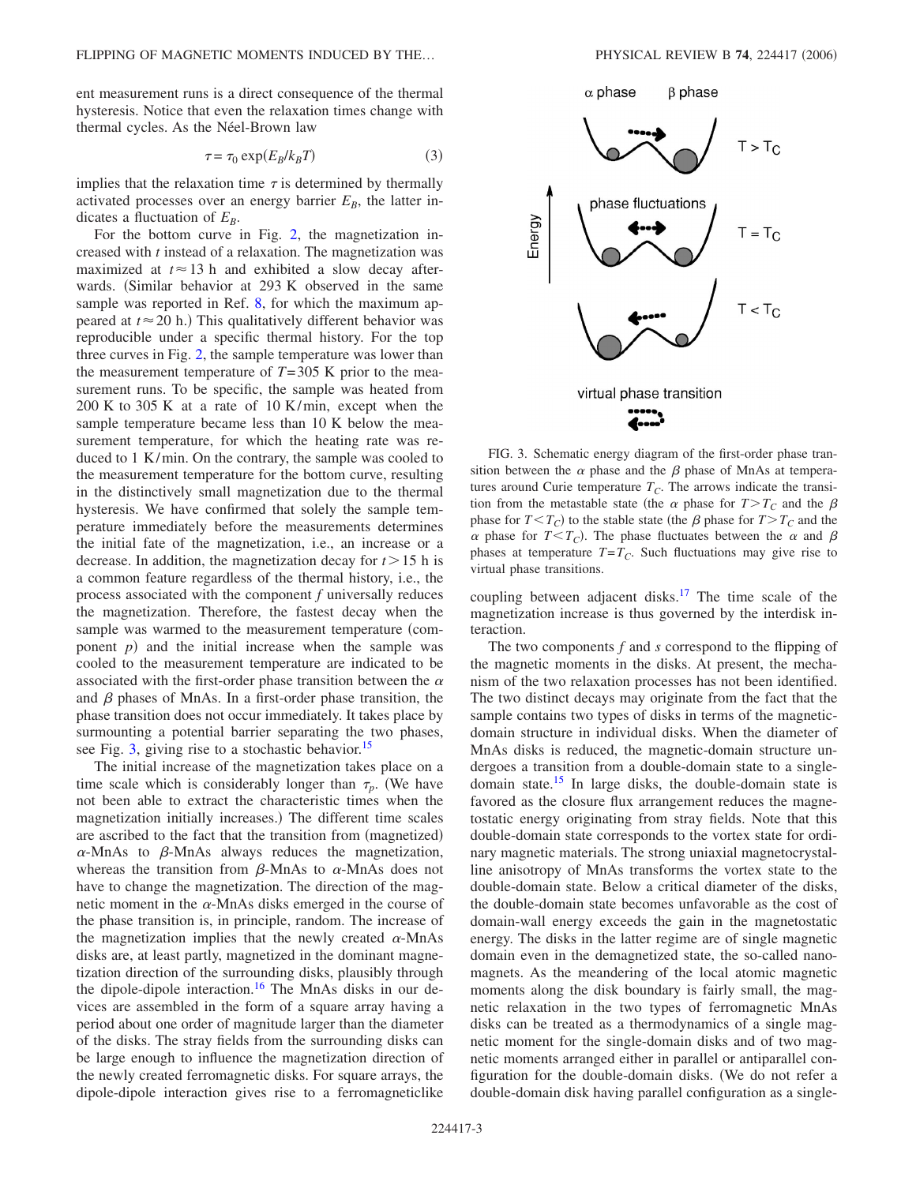ent measurement runs is a direct consequence of the thermal hysteresis. Notice that even the relaxation times change with thermal cycles. As the Néel-Brown law

$$\tau = \tau_0 \exp(E_B/k_B T) \tag{3}$$

implies that the relaxation time $\tau$ is determined by thermally activated processes over an energy barrier $E_B$, the latter indicates a fluctuation of $E_B$.

For the bottom curve in Fig. 2, the magnetization increased with $t$ instead of a relaxation. The magnetization was maximized at $t \approx 13$ h and exhibited a slow decay afterwards. (Similar behavior at 293 K observed in the same sample was reported in Ref. 8, for which the maximum appeared at $t \approx 20$ h.) This qualitatively different behavior was reproducible under a specific thermal history. For the top three curves in Fig. 2, the sample temperature was lower than the measurement temperature of $T = 305$ K prior to the measurement runs. To be specific, the sample was heated from 200 K to 305 K at a rate of 10 K/min, except when the sample temperature became less than 10 K below the measurement temperature, for which the heating rate was reduced to 1 K/min. On the contrary, the sample was cooled to the measurement temperature for the bottom curve, resulting in the distinctively small magnetization due to the thermal hysteresis. We have confirmed that solely the sample temperature immediately before the measurements determines the initial fate of the magnetization, i.e., an increase or a decrease. In addition, the magnetization decay for $t > 15$ h is a common feature regardless of the thermal history, i.e., the process associated with the component $f$ universally reduces the magnetization. Therefore, the fastest decay when the sample was warmed to the measurement temperature (component $p$) and the initial increase when the sample was cooled to the measurement temperature are indicated to be associated with the first-order phase transition between the $\alpha$ and $\beta$ phases of MnAs. In a first-order phase transition, the phase transition does not occur immediately. It takes place by surmounting a potential barrier separating the two phases, see Fig. 3, giving rise to a stochastic behavior.[15]

The initial increase of the magnetization takes place on a time scale which is considerably longer than $\tau_p$. (We have not been able to extract the characteristic times when the magnetization initially increases.) The different time scales are ascribed to the fact that the transition from (magnetized) $\alpha$-MnAs to $\beta$-MnAs always reduces the magnetization, whereas the transition from $\beta$-MnAs to $\alpha$-MnAs does not have to change the magnetization. The direction of the magnetic moment in the $\alpha$-MnAs disks emerged in the course of the phase transition is, in principle, random. The increase of the magnetization implies that the newly created $\alpha$-MnAs disks are, at least partly, magnetized in the dominant magnetization direction of the surrounding disks, plausibly through the dipole-dipole interaction.[16] The MnAs disks in our devices are assembled in the form of a square array having a period about one order of magnitude larger than the diameter of the disks. The stray fields from the surrounding disks can be large enough to influence the magnetization direction of the newly created ferromagnetic disks. For square arrays, the dipole-dipole interaction gives rise to a ferromagneticlike coupling between adjacent disks.[17] The time scale of the magnetization increase is thus governed by the interdisk interaction.

FIG. 3. Schematic energy diagram of the first-order phase transition between the $\alpha$ phase and the $\beta$ phase of MnAs at temperatures around Curie temperature $T_C$. The arrows indicate the transition from the metastable state (the $\alpha$ phase for $T > T_C$ and the $\beta$ phase for $T < T_C$) to the stable state (the $\beta$ phase for $T > T_C$ and the $\alpha$ phase for $T < T_C$). The phase fluctuates between the $\alpha$ and $\beta$ phases at temperature $T = T_C$. Such fluctuations may give rise to virtual phase transitions.

The two components $f$ and $s$ correspond to the flipping of the magnetic moments in the disks. At present, the mechanism of the two relaxation processes has not been identified. The two distinct decays may originate from the fact that the sample contains two types of disks in terms of the magnetic-domain structure in individual disks. When the diameter of MnAs disks is reduced, the magnetic-domain structure undergoes a transition from a double-domain state to a single-domain state.[15] In large disks, the double-domain state is favored as the closure flux arrangement reduces the magnetostatic energy originating from stray fields. Note that this double-domain state corresponds to the vortex state for ordinary magnetic materials. The strong uniaxial magnetocrystalline anisotropy of MnAs transforms the vortex state to the double-domain state. Below a critical diameter of the disks, the double-domain state becomes unfavorable as the cost of domain-wall energy exceeds the gain in the magnetostatic energy. The disks in the latter regime are of single magnetic domain even in the demagnetized state, the so-called nanomagnets. As the meandering of the local atomic magnetic moments along the disk boundary is fairly small, the magnetic relaxation in the two types of ferromagnetic MnAs disks can be treated as a thermodynamics of a single magnetic moment for the single-domain disks and of two magnetic moments arranged either in parallel or antiparallel configuration for the double-domain disks. (We do not refer a double-domain disk having parallel configuration as a single-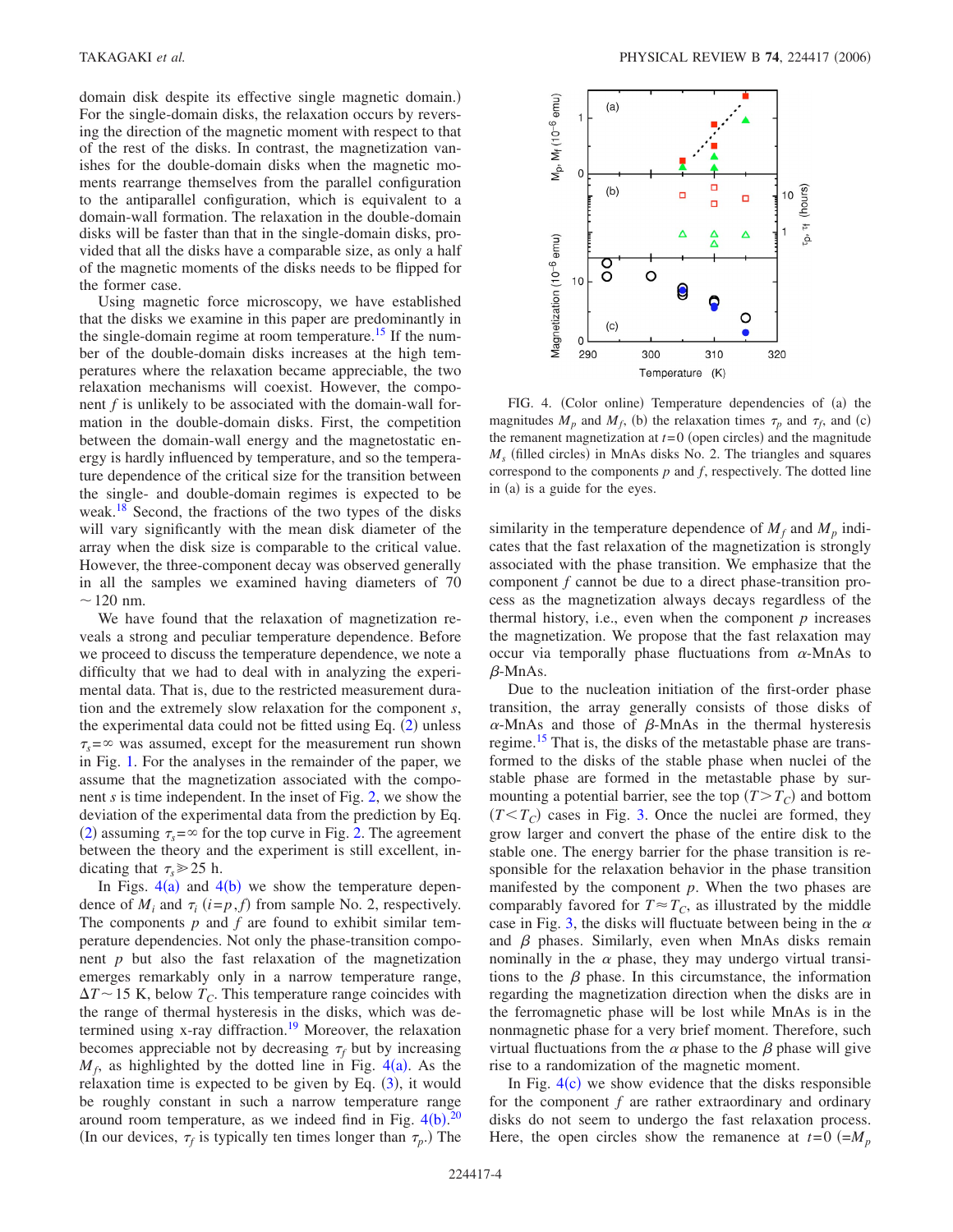domain disk despite its effective single magnetic domain.) For the single-domain disks, the relaxation occurs by reversing the direction of the magnetic moment with respect to that of the rest of the disks. In contrast, the magnetization vanishes for the double-domain disks when the magnetic moments rearrange themselves from the parallel configuration to the antiparallel configuration, which is equivalent to a domain-wall formation. The relaxation in the double-domain disks will be faster than that in the single-domain disks, provided that all the disks have a comparable size, as only a half of the magnetic moments of the disks needs to be flipped for the former case.

Using magnetic force microscopy, we have established that the disks we examine in this paper are predominantly in the single-domain regime at room temperature.[15] If the number of the double-domain disks increases at the high temperatures where the relaxation became appreciable, the two relaxation mechanisms will coexist. However, the component $f$ is unlikely to be associated with the domain-wall formation in the double-domain disks. First, the competition between the domain-wall energy and the magnetostatic energy is hardly influenced by temperature, and so the temperature dependence of the critical size for the transition between the single- and double-domain regimes is expected to be weak.[18] Second, the fractions of the two types of the disks will vary significantly with the mean disk diameter of the array when the disk size is comparable to the critical value. However, the three-component decay was observed generally in all the samples we examined having diameters of 70 $\sim$120 nm.

We have found that the relaxation of magnetization reveals a strong and peculiar temperature dependence. Before we proceed to discuss the temperature dependence, we note a difficulty that we had to deal with in analyzing the experimental data. That is, due to the restricted measurement duration and the extremely slow relaxation for the component $s$, the experimental data could not be fitted using Eq. (2) unless $\tau_s=\infty$ was assumed, except for the measurement run shown in Fig. 1. For the analyses in the remainder of the paper, we assume that the magnetization associated with the component $s$ is time independent. In the inset of Fig. 2, we show the deviation of the experimental data from the prediction by Eq. (2) assuming $\tau_s=\infty$ for the top curve in Fig. 2. The agreement between the theory and the experiment is still excellent, indicating that $\tau_s \gg 25$ h.

In Figs. 4(a) and 4(b) we show the temperature dependence of $M_i$ and $\tau_i$ $(i=p,f)$ from sample No. 2, respectively. The components $p$ and $f$ are found to exhibit similar temperature dependencies. Not only the phase-transition component $p$ but also the fast relaxation of the magnetization emerges remarkably only in a narrow temperature range, $\Delta T \sim 15$ K, below $T_C$. This temperature range coincides with the range of thermal hysteresis in the disks, which was determined using x-ray diffraction.[19] Moreover, the relaxation becomes appreciable not by decreasing $\tau_f$ but by increasing $M_f$, as highlighted by the dotted line in Fig. 4(a). As the relaxation time is expected to be given by Eq. (3), it would be roughly constant in such a narrow temperature range around room temperature, as we indeed find in Fig. 4(b).[20] (In our devices, $\tau_f$ is typically ten times longer than $\tau_p$.) The similarity in the temperature dependence of $M_f$ and $M_p$ indicates that the fast relaxation of the magnetization is strongly associated with the phase transition. We emphasize that the component $f$ cannot be due to a direct phase-transition process as the magnetization always decays regardless of the thermal history, i.e., even when the component $p$ increases the magnetization. We propose that the fast relaxation may occur via temporally phase fluctuations from $\alpha$-MnAs to $\beta$-MnAs.

FIG. 4. (Color online) Temperature dependencies of (a) the magnitudes $M_p$ and $M_f$, (b) the relaxation times $\tau_p$ and $\tau_f$, and (c) the remanent magnetization at $t=0$ (open circles) and the magnitude $M_s$ (filled circles) in MnAs disks No. 2. The triangles and squares correspond to the components $p$ and $f$, respectively. The dotted line in (a) is a guide for the eyes.

Due to the nucleation initiation of the first-order phase transition, the array generally consists of those disks of $\alpha$-MnAs and those of $\beta$-MnAs in the thermal hysteresis regime.[15] That is, the disks of the metastable phase are transformed to the disks of the stable phase when nuclei of the stable phase are formed in the metastable phase by surmounting a potential barrier, see the top $(T>T_C)$ and bottom $(T<T_C)$ cases in Fig. 3. Once the nuclei are formed, they grow larger and convert the phase of the entire disk to the stable one. The energy barrier for the phase transition is responsible for the relaxation behavior in the phase transition manifested by the component $p$. When the two phases are comparably favored for $T \approx T_C$, as illustrated by the middle case in Fig. 3, the disks will fluctuate between being in the $\alpha$ and $\beta$ phases. Similarly, even when MnAs disks remain nominally in the $\alpha$ phase, they may undergo virtual transitions to the $\beta$ phase. In this circumstance, the information regarding the magnetization direction when the disks are in the ferromagnetic phase will be lost while MnAs is in the nonmagnetic phase for a very brief moment. Therefore, such virtual fluctuations from the $\alpha$ phase to the $\beta$ phase will give rise to a randomization of the magnetic moment.

In Fig. 4(c) we show evidence that the disks responsible for the component $f$ are rather extraordinary and ordinary disks do not seem to undergo the fast relaxation process. Here, the open circles show the remanence at $t=0$ $(=M_p$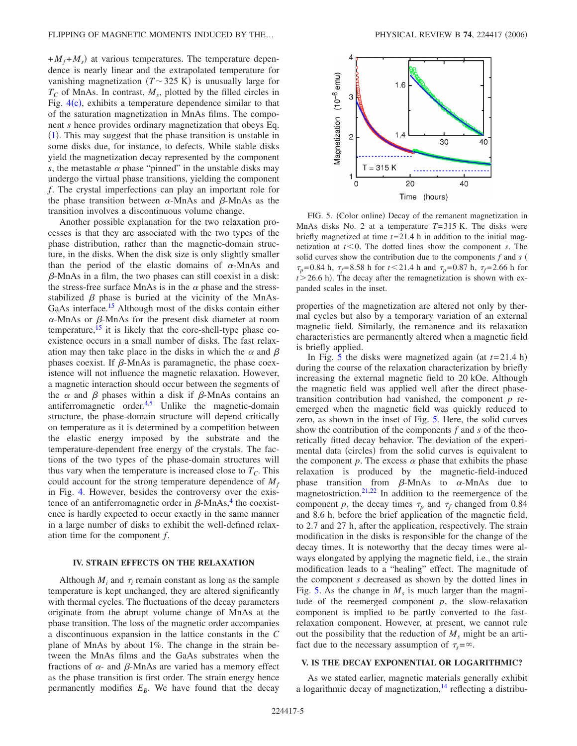$+M_f+M_s$) at various temperatures. The temperature dependence is nearly linear and the extrapolated temperature for vanishing magnetization ($T\sim325$ K) is unusually large for $T_C$ of MnAs. In contrast, $M_s$, plotted by the filled circles in Fig. 4(c), exhibits a temperature dependence similar to that of the saturation magnetization in MnAs films. The component $s$ hence provides ordinary magnetization that obeys Eq. (1). This may suggest that the phase transition is unstable in some disks due, for instance, to defects. While stable disks yield the magnetization decay represented by the component $s$, the metastable $\alpha$ phase "pinned" in the unstable disks may undergo the virtual phase transitions, yielding the component $f$. The crystal imperfections can play an important role for the phase transition between $\alpha$-MnAs and $\beta$-MnAs as the transition involves a discontinuous volume change.

Another possible explanation for the two relaxation processes is that they are associated with the two types of the phase distribution, rather than the magnetic-domain structure, in the disks. When the disk size is only slightly smaller than the period of the elastic domains of $\alpha$-MnAs and $\beta$-MnAs in a film, the two phases can still coexist in a disk: the stress-free surface MnAs is in the $\alpha$ phase and the stress-stabilized $\beta$ phase is buried at the vicinity of the MnAs-GaAs interface.[15] Although most of the disks contain either $\alpha$-MnAs or $\beta$-MnAs for the present disk diameter at room temperature,[15] it is likely that the core-shell-type phase coexistence occurs in a small number of disks. The fast relaxation may then take place in the disks in which the $\alpha$ and $\beta$ phases coexist. If $\beta$-MnAs is paramagnetic, the phase coexistence will not influence the magnetic relaxation. However, a magnetic interaction should occur between the segments of the $\alpha$ and $\beta$ phases within a disk if $\beta$-MnAs contains an antiferromagnetic order.[4,5] Unlike the magnetic-domain structure, the phase-domain structure will depend critically on temperature as it is determined by a competition between the elastic energy imposed by the substrate and the temperature-dependent free energy of the crystals. The fractions of the two types of the phase-domain structures will thus vary when the temperature is increased close to $T_C$. This could account for the strong temperature dependence of $M_f$ in Fig. 4. However, besides the controversy over the existence of an antiferromagnetic order in $\beta$-MnAs,[4] the coexistence is hardly expected to occur exactly in the same manner in a large number of disks to exhibit the well-defined relaxation time for the component $f$.

## IV. STRAIN EFFECTS ON THE RELAXATION

Although $M_i$ and $\tau_i$ remain constant as long as the sample temperature is kept unchanged, they are altered significantly with thermal cycles. The fluctuations of the decay parameters originate from the abrupt volume change of MnAs at the phase transition. The loss of the magnetic order accompanies a discontinuous expansion in the lattice constants in the $C$ plane of MnAs by about 1%. The change in the strain between the MnAs films and the GaAs substrates when the fractions of $\alpha$- and $\beta$-MnAs are varied has a memory effect as the phase transition is first order. The strain energy hence permanently modifies $E_B$. We have found that the decay properties of the magnetization are altered not only by thermal cycles but also by a temporary variation of an external magnetic field. Similarly, the remanence and its relaxation characteristics are permanently altered when a magnetic field is briefly applied.

FIG. 5. (Color online) Decay of the remanent magnetization in MnAs disks No. 2 at a temperature $T=315$ K. The disks were briefly magnetized at time $t=21.4$ h in addition to the initial magnetization at $t<0$. The dotted lines show the component $s$. The solid curves show the contribution due to the components $f$ and $s$ ($\tau_p=0.84$ h, $\tau_f=8.58$ h for $t<21.4$ h and $\tau_p=0.87$ h, $\tau_f=2.66$ h for $t>26.6$ h). The decay after the remagnetization is shown with expanded scales in the inset.

In Fig. 5 the disks were magnetized again (at $t=21.4$ h) during the course of the relaxation characterization by briefly increasing the external magnetic field to 20 kOe. Although the magnetic field was applied well after the direct phase-transition contribution had vanished, the component $p$ reemerged when the magnetic field was quickly reduced to zero, as shown in the inset of Fig. 5. Here, the solid curves show the contribution of the components $f$ and $s$ of the theoretically fitted decay behavior. The deviation of the experimental data (circles) from the solid curves is equivalent to the component $p$. The excess $\alpha$ phase that exhibits the phase relaxation is produced by the magnetic-field-induced phase transition from $\beta$-MnAs to $\alpha$-MnAs due to magnetostriction.[21,22] In addition to the reemergence of the component $p$, the decay times $\tau_p$ and $\tau_f$ changed from 0.84 and 8.6 h, before the brief application of the magnetic field, to 2.7 and 27 h, after the application, respectively. The strain modification in the disks is responsible for the change of the decay times. It is noteworthy that the decay times were always elongated by applying the magnetic field, i.e., the strain modification leads to a "healing" effect. The magnitude of the component $s$ decreased as shown by the dotted lines in Fig. 5. As the change in $M_s$ is much larger than the magnitude of the reemerged component $p$, the slow-relaxation component is implied to be partly converted to the fast-relaxation component. However, at present, we cannot rule out the possibility that the reduction of $M_s$ might be an artifact due to the necessary assumption of $\tau_s=\infty$.

## V. IS THE DECAY EXPONENTIAL OR LOGARITHMIC?

As we stated earlier, magnetic materials generally exhibit a logarithmic decay of magnetization,[14] reflecting a distribu-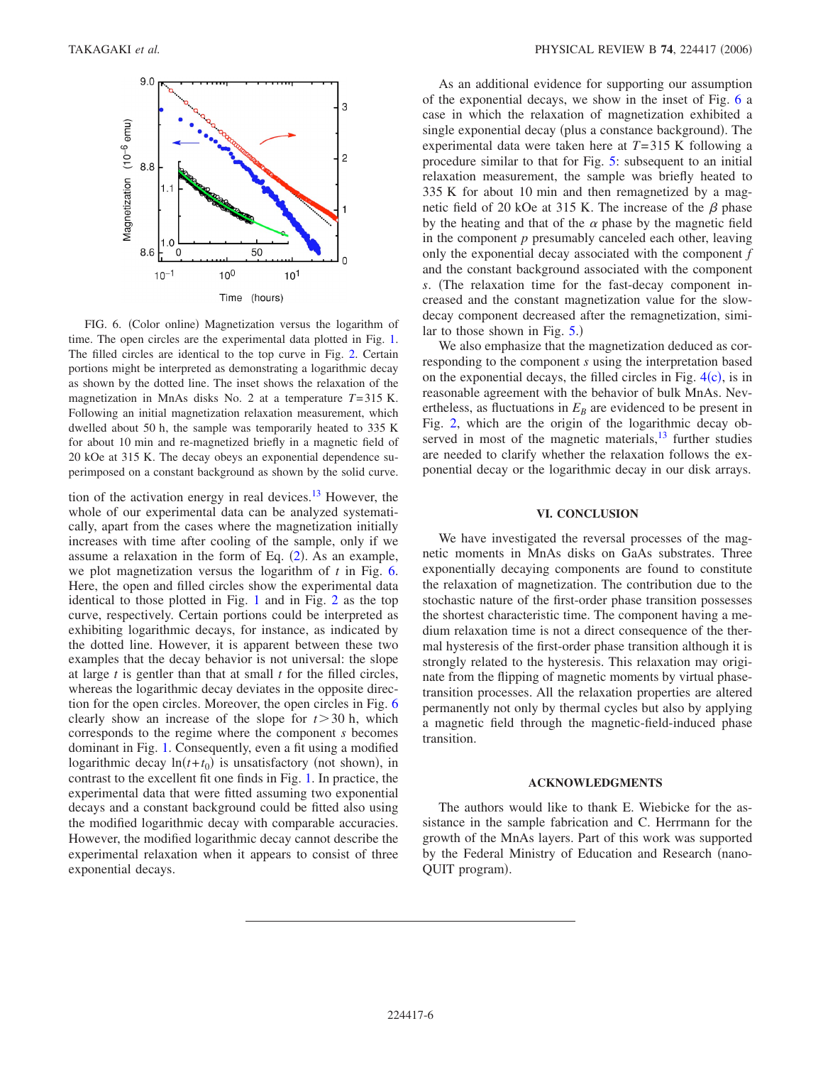FIG. 6. (Color online) Magnetization versus the logarithm of time. The open circles are the experimental data plotted in Fig. 1. The filled circles are identical to the top curve in Fig. 2. Certain portions might be interpreted as demonstrating a logarithmic decay as shown by the dotted line. The inset shows the relaxation of the magnetization in MnAs disks No. 2 at a temperature $T=315$ K. Following an initial magnetization relaxation measurement, which dwelled about 50 h, the sample was temporarily heated to 335 K for about 10 min and re-magnetized briefly in a magnetic field of 20 kOe at 315 K. The decay obeys an exponential dependence superimposed on a constant background as shown by the solid curve.

tion of the activation energy in real devices.[13] However, the whole of our experimental data can be analyzed systematically, apart from the cases where the magnetization initially increases with time after cooling of the sample, only if we assume a relaxation in the form of Eq. (2). As an example, we plot magnetization versus the logarithm of $t$ in Fig. 6. Here, the open and filled circles show the experimental data identical to those plotted in Fig. 1 and in Fig. 2 as the top curve, respectively. Certain portions could be interpreted as exhibiting logarithmic decays, for instance, as indicated by the dotted line. However, it is apparent between these two examples that the decay behavior is not universal: the slope at large $t$ is gentler than that at small $t$ for the filled circles, whereas the logarithmic decay deviates in the opposite direction for the open circles. Moreover, the open circles in Fig. 6 clearly show an increase of the slope for $t>30$ h, which corresponds to the regime where the component $s$ becomes dominant in Fig. 1. Consequently, even a fit using a modified logarithmic decay $\ln(t+t_0)$ is unsatisfactory (not shown), in contrast to the excellent fit one finds in Fig. 1. In practice, the experimental data that were fitted assuming two exponential decays and a constant background could be fitted also using the modified logarithmic decay with comparable accuracies. However, the modified logarithmic decay cannot describe the experimental relaxation when it appears to consist of three exponential decays.

As an additional evidence for supporting our assumption of the exponential decays, we show in the inset of Fig. 6 a case in which the relaxation of magnetization exhibited a single exponential decay (plus a constance background). The experimental data were taken here at $T=315$ K following a procedure similar to that for Fig. 5: subsequent to an initial relaxation measurement, the sample was briefly heated to 335 K for about 10 min and then remagnetized by a magnetic field of 20 kOe at 315 K. The increase of the $\beta$ phase by the heating and that of the $\alpha$ phase by the magnetic field in the component $p$ presumably canceled each other, leaving only the exponential decay associated with the component $f$ and the constant background associated with the component $s$. (The relaxation time for the fast-decay component increased and the constant magnetization value for the slow-decay component decreased after the remagnetization, similar to those shown in Fig. 5.)

We also emphasize that the magnetization deduced as corresponding to the component $s$ using the interpretation based on the exponential decays, the filled circles in Fig. 4(c), is in reasonable agreement with the behavior of bulk MnAs. Nevertheless, as fluctuations in $E_B$ are evidenced to be present in Fig. 2, which are the origin of the logarithmic decay observed in most of the magnetic materials,[13] further studies are needed to clarify whether the relaxation follows the exponential decay or the logarithmic decay in our disk arrays.

## VI. CONCLUSION

We have investigated the reversal processes of the magnetic moments in MnAs disks on GaAs substrates. Three exponentially decaying components are found to constitute the relaxation of magnetization. The contribution due to the stochastic nature of the first-order phase transition possesses the shortest characteristic time. The component having a medium relaxation time is not a direct consequence of the thermal hysteresis of the first-order phase transition although it is strongly related to the hysteresis. This relaxation may originate from the flipping of magnetic moments by virtual phase-transition processes. All the relaxation properties are altered permanently not only by thermal cycles but also by applying a magnetic field through the magnetic-field-induced phase transition.

## ACKNOWLEDGMENTS

The authors would like to thank E. Wiebicke for the assistance in the sample fabrication and C. Herrmann for the growth of the MnAs layers. Part of this work was supported by the Federal Ministry of Education and Research (nanoQUIT program).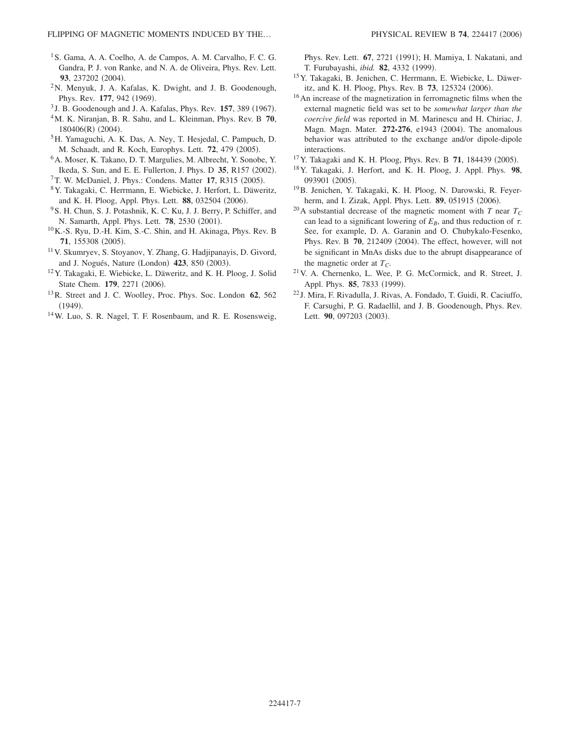[1] S. Gama, A. A. Coelho, A. de Campos, A. M. Carvalho, F. C. G. Gandra, P. J. von Ranke, and N. A. de Oliveira, Phys. Rev. Lett. **93**, 237202 (2004).

[2] N. Menyuk, J. A. Kafalas, K. Dwight, and J. B. Goodenough, Phys. Rev. **177**, 942 (1969).

[3] J. B. Goodenough and J. A. Kafalas, Phys. Rev. **157**, 389 (1967).

[4] M. K. Niranjan, B. R. Sahu, and L. Kleinman, Phys. Rev. B **70**, 180406(R) (2004).

[5] H. Yamaguchi, A. K. Das, A. Ney, T. Hesjedal, C. Pampuch, D. M. Schaadt, and R. Koch, Europhys. Lett. **72**, 479 (2005).

[6] A. Moser, K. Takano, D. T. Margulies, M. Albrecht, Y. Sonobe, Y. Ikeda, S. Sun, and E. E. Fullerton, J. Phys. D **35**, R157 (2002).

[7] T. W. McDaniel, J. Phys.: Condens. Matter **17**, R315 (2005).

[8] Y. Takagaki, C. Herrmann, E. Wiebicke, J. Herfort, L. Däweritz, and K. H. Ploog, Appl. Phys. Lett. **88**, 032504 (2006).

[9] S. H. Chun, S. J. Potashnik, K. C. Ku, J. J. Berry, P. Schiffer, and N. Samarth, Appl. Phys. Lett. **78**, 2530 (2001).

[10] K.-S. Ryu, D.-H. Kim, S.-C. Shin, and H. Akinaga, Phys. Rev. B **71**, 155308 (2005).

[11] V. Skumryev, S. Stoyanov, Y. Zhang, G. Hadjipanayis, D. Givord, and J. Nogués, Nature (London) **423**, 850 (2003).

[12] Y. Takagaki, E. Wiebicke, L. Däweritz, and K. H. Ploog, J. Solid State Chem. **179**, 2271 (2006).

[13] R. Street and J. C. Woolley, Proc. Phys. Soc. London **62**, 562 (1949).

[14] W. Luo, S. R. Nagel, T. F. Rosenbaum, and R. E. Rosensweig, Phys. Rev. Lett. **67**, 2721 (1991); H. Mamiya, I. Nakatani, and T. Furubayashi, *ibid.* **82**, 4332 (1999).

[15] Y. Takagaki, B. Jenichen, C. Herrmann, E. Wiebicke, L. Däweritz, and K. H. Ploog, Phys. Rev. B **73**, 125324 (2006).

[16] An increase of the magnetization in ferromagnetic films when the external magnetic field was set to be *somewhat larger than the coercive field* was reported in M. Marinescu and H. Chiriac, J. Magn. Magn. Mater. **272-276**, e1943 (2004). The anomalous behavior was attributed to the exchange and/or dipole-dipole interactions.

[17] Y. Takagaki and K. H. Ploog, Phys. Rev. B **71**, 184439 (2005).

[18] Y. Takagaki, J. Herfort, and K. H. Ploog, J. Appl. Phys. **98**, 093901 (2005).

[19] B. Jenichen, Y. Takagaki, K. H. Ploog, N. Darowski, R. Feyerherm, and I. Zizak, Appl. Phys. Lett. **89**, 051915 (2006).

[20] A substantial decrease of the magnetic moment with $T$ near $T_C$ can lead to a significant lowering of $E_B$, and thus reduction of $\tau$. See, for example, D. A. Garanin and O. Chubykalo-Fesenko, Phys. Rev. B **70**, 212409 (2004). The effect, however, will not be significant in MnAs disks due to the abrupt disappearance of the magnetic order at $T_C$.

[21] V. A. Chernenko, L. Wee, P. G. McCormick, and R. Street, J. Appl. Phys. **85**, 7833 (1999).

[22] J. Mira, F. Rivadulla, J. Rivas, A. Fondado, T. Guidi, R. Caciuffo, F. Carsughi, P. G. Radaellil, and J. B. Goodenough, Phys. Rev. Lett. **90**, 097203 (2003).